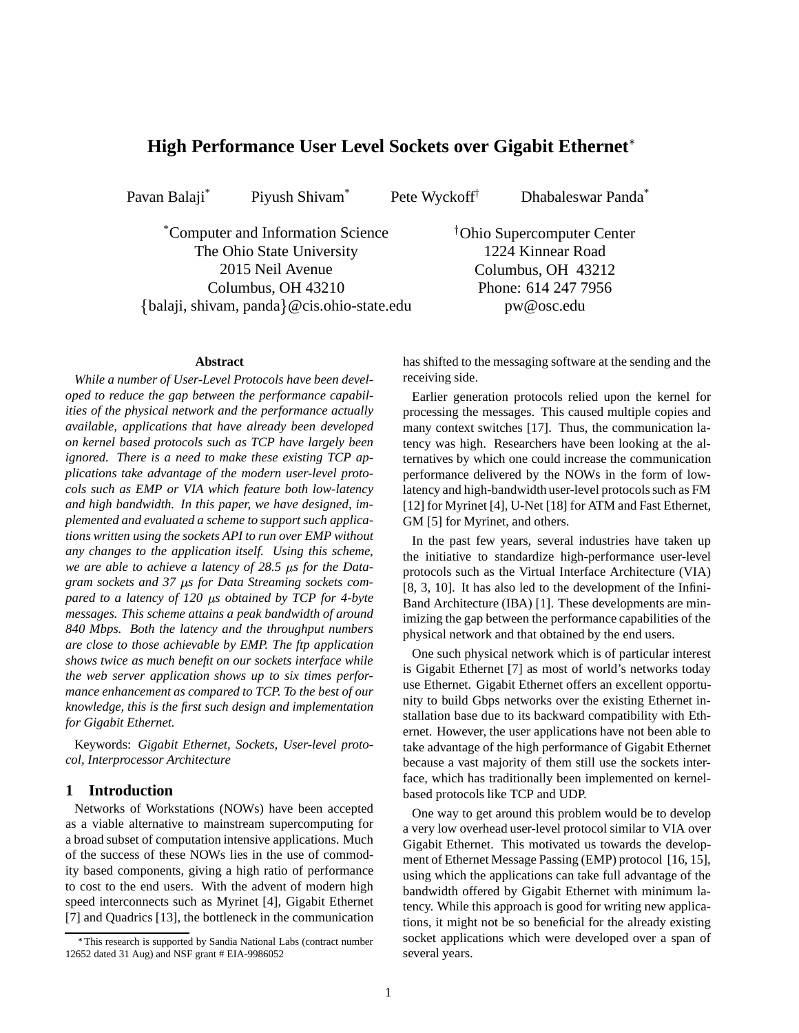# High Performance User Level Sockets over Gigabit Ethernet*

Pavan Balaji* Piyush Shivam* Pete Wyckoff† Dhabaleswar Panda*

*Computer and Information Science
The Ohio State University
2015 Neil Avenue
Columbus, OH 43210
{balaji, shivam, panda}@cis.ohio-state.edu

†Ohio Supercomputer Center
1224 Kinnear Road
Columbus, OH 43212
Phone: 614 247 7956
pw@osc.edu

### Abstract

*While a number of User-Level Protocols have been developed to reduce the gap between the performance capabilities of the physical network and the performance actually available, applications that have already been developed on kernel based protocols such as TCP have largely been ignored. There is a need to make these existing TCP applications take advantage of the modern user-level protocols such as EMP or VIA which feature both low-latency and high bandwidth. In this paper, we have designed, implemented and evaluated a scheme to support such applications written using the sockets API to run over EMP without any changes to the application itself. Using this scheme, we are able to achieve a latency of 28.5 μs for the Datagram sockets and 37 μs for Data Streaming sockets compared to a latency of 120 μs obtained by TCP for 4-byte messages. This scheme attains a peak bandwidth of around 840 Mbps. Both the latency and the throughput numbers are close to those achievable by EMP. The ftp application shows twice as much benefit on our sockets interface while the web server application shows up to six times performance enhancement as compared to TCP. To the best of our knowledge, this is the first such design and implementation for Gigabit Ethernet.*

Keywords: *Gigabit Ethernet, Sockets, User-level protocol, Interprocessor Architecture*

## 1 Introduction

Networks of Workstations (NOWs) have been accepted as a viable alternative to mainstream supercomputing for a broad subset of computation intensive applications. Much of the success of these NOWs lies in the use of commodity based components, giving a high ratio of performance to cost to the end users. With the advent of modern high speed interconnects such as Myrinet [4], Gigabit Ethernet [7] and Quadrics [13], the bottleneck in the communication has shifted to the messaging software at the sending and the receiving side.

Earlier generation protocols relied upon the kernel for processing the messages. This caused multiple copies and many context switches [17]. Thus, the communication latency was high. Researchers have been looking at the alternatives by which one could increase the communication performance delivered by the NOWs in the form of low-latency and high-bandwidth user-level protocols such as FM [12] for Myrinet [4], U-Net [18] for ATM and Fast Ethernet, GM [5] for Myrinet, and others.

In the past few years, several industries have taken up the initiative to standardize high-performance user-level protocols such as the Virtual Interface Architecture (VIA) [8, 3, 10]. It has also led to the development of the InfiniBand Architecture (IBA) [1]. These developments are minimizing the gap between the performance capabilities of the physical network and that obtained by the end users.

One such physical network which is of particular interest is Gigabit Ethernet [7] as most of world's networks today use Ethernet. Gigabit Ethernet offers an excellent opportunity to build Gbps networks over the existing Ethernet installation base due to its backward compatibility with Ethernet. However, the user applications have not been able to take advantage of the high performance of Gigabit Ethernet because a vast majority of them still use the sockets interface, which has traditionally been implemented on kernel-based protocols like TCP and UDP.

One way to get around this problem would be to develop a very low overhead user-level protocol similar to VIA over Gigabit Ethernet. This motivated us towards the development of Ethernet Message Passing (EMP) protocol [16, 15], using which the applications can take full advantage of the bandwidth offered by Gigabit Ethernet with minimum latency. While this approach is good for writing new applications, it might not be so beneficial for the already existing socket applications which were developed over a span of several years.

*This research is supported by Sandia National Labs (contract number 12652 dated 31 Aug) and NSF grant # EIA-9986052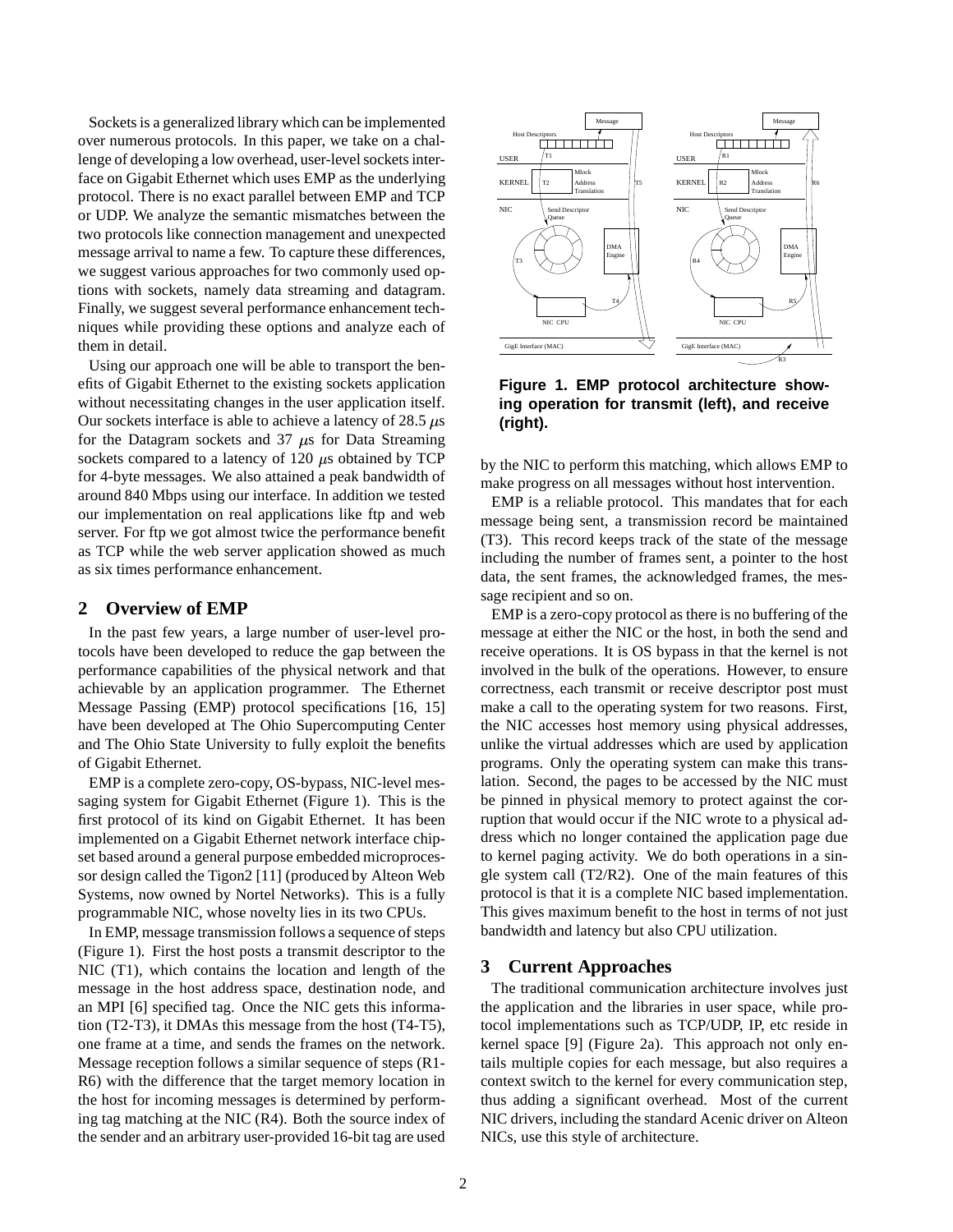Sockets is a generalized library which can be implemented over numerous protocols. In this paper, we take on a challenge of developing a low overhead, user-level sockets interface on Gigabit Ethernet which uses EMP as the underlying protocol. There is no exact parallel between EMP and TCP or UDP. We analyze the semantic mismatches between the two protocols like connection management and unexpected message arrival to name a few. To capture these differences, we suggest various approaches for two commonly used options with sockets, namely data streaming and datagram. Finally, we suggest several performance enhancement techniques while providing these options and analyze each of them in detail.

Using our approach one will be able to transport the benefits of Gigabit Ethernet to the existing sockets application without necessitating changes in the user application itself. Our sockets interface is able to achieve a latency of 28.5 $\mu$s for the Datagram sockets and 37 $\mu$s for Data Streaming sockets compared to a latency of 120 $\mu$s obtained by TCP for 4-byte messages. We also attained a peak bandwidth of around 840 Mbps using our interface. In addition we tested our implementation on real applications like ftp and web server. For ftp we got almost twice the performance benefit as TCP while the web server application showed as much as six times performance enhancement.

## 2 Overview of EMP

In the past few years, a large number of user-level protocols have been developed to reduce the gap between the performance capabilities of the physical network and that achievable by an application programmer. The Ethernet Message Passing (EMP) protocol specifications [16, 15] have been developed at The Ohio Supercomputing Center and The Ohio State University to fully exploit the benefits of Gigabit Ethernet.

EMP is a complete zero-copy, OS-bypass, NIC-level messaging system for Gigabit Ethernet (Figure 1). This is the first protocol of its kind on Gigabit Ethernet. It has been implemented on a Gigabit Ethernet network interface chipset based around a general purpose embedded microprocessor design called the Tigon2 [11] (produced by Alteon Web Systems, now owned by Nortel Networks). This is a fully programmable NIC, whose novelty lies in its two CPUs.

In EMP, message transmission follows a sequence of steps (Figure 1). First the host posts a transmit descriptor to the NIC (T1), which contains the location and length of the message in the host address space, destination node, and an MPI [6] specified tag. Once the NIC gets this information (T2-T3), it DMAs this message from the host (T4-T5), one frame at a time, and sends the frames on the network. Message reception follows a similar sequence of steps (R1-R6) with the difference that the target memory location in the host for incoming messages is determined by performing tag matching at the NIC (R4). Both the source index of the sender and an arbitrary user-provided 16-bit tag are used by the NIC to perform this matching, which allows EMP to make progress on all messages without host intervention.

**Figure 1. EMP protocol architecture showing operation for transmit (left), and receive (right).**

EMP is a reliable protocol. This mandates that for each message being sent, a transmission record be maintained (T3). This record keeps track of the state of the message including the number of frames sent, a pointer to the host data, the sent frames, the acknowledged frames, the message recipient and so on.

EMP is a zero-copy protocol as there is no buffering of the message at either the NIC or the host, in both the send and receive operations. It is OS bypass in that the kernel is not involved in the bulk of the operations. However, to ensure correctness, each transmit or receive descriptor post must make a call to the operating system for two reasons. First, the NIC accesses host memory using physical addresses, unlike the virtual addresses which are used by application programs. Only the operating system can make this translation. Second, the pages to be accessed by the NIC must be pinned in physical memory to protect against the corruption that would occur if the NIC wrote to a physical address which no longer contained the application page due to kernel paging activity. We do both operations in a single system call (T2/R2). One of the main features of this protocol is that it is a complete NIC based implementation. This gives maximum benefit to the host in terms of not just bandwidth and latency but also CPU utilization.

## 3 Current Approaches

The traditional communication architecture involves just the application and the libraries in user space, while protocol implementations such as TCP/UDP, IP, etc reside in kernel space [9] (Figure 2a). This approach not only entails multiple copies for each message, but also requires a context switch to the kernel for every communication step, thus adding a significant overhead. Most of the current NIC drivers, including the standard Acenic driver on Alteon NICs, use this style of architecture.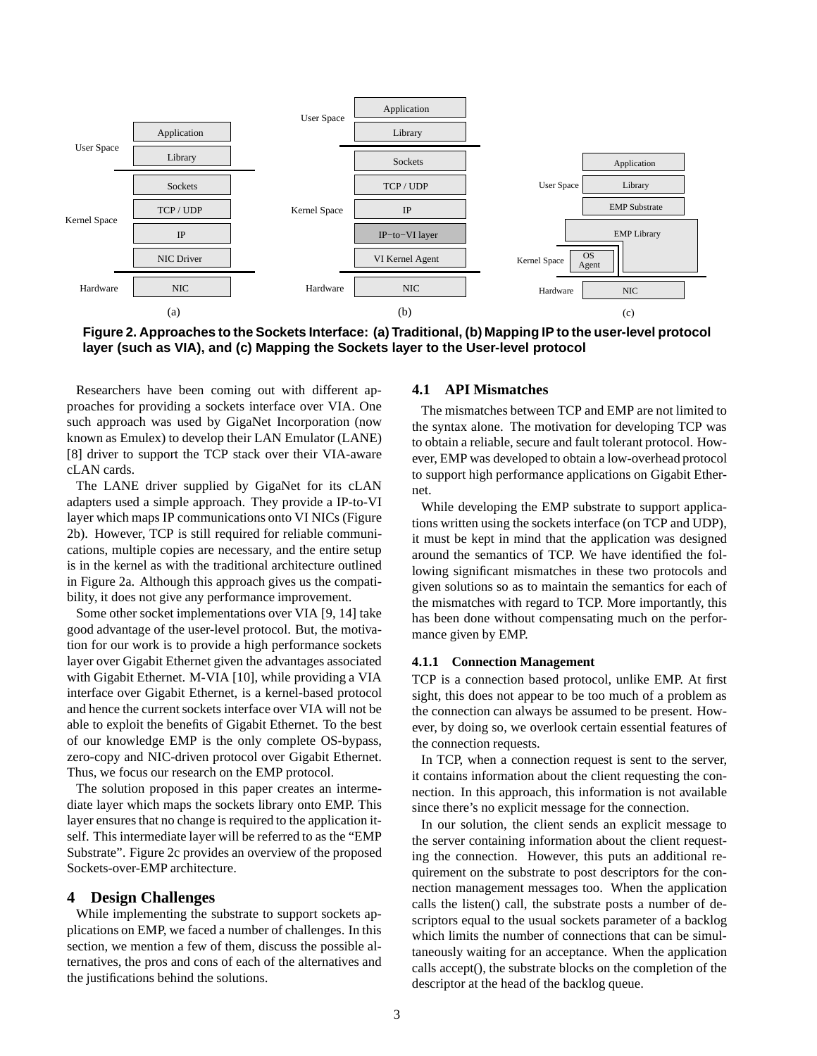Application

Library

User Space

Sockets

TCP / UDP

Kernel Space

IP

NIC Driver

Hardware

NIC

(a)

Application

User Space

Library

Sockets

TCP / UDP

Kernel Space

IP

IP−to−VI layer

VI Kernel Agent

Hardware

NIC

(b)

Application

User Space

Library

EMP Substrate

EMP Library

Kernel Space

OS Agent

Hardware

NIC

(c)

**Figure 2. Approaches to the Sockets Interface: (a) Traditional, (b) Mapping IP to the user-level protocol layer (such as VIA), and (c) Mapping the Sockets layer to the User-level protocol**

Researchers have been coming out with different approaches for providing a sockets interface over VIA. One such approach was used by GigaNet Incorporation (now known as Emulex) to develop their LAN Emulator (LANE) [8] driver to support the TCP stack over their VIA-aware cLAN cards.

The LANE driver supplied by GigaNet for its cLAN adapters used a simple approach. They provide a IP-to-VI layer which maps IP communications onto VI NICs (Figure 2b). However, TCP is still required for reliable communications, multiple copies are necessary, and the entire setup is in the kernel as with the traditional architecture outlined in Figure 2a. Although this approach gives us the compatibility, it does not give any performance improvement.

Some other socket implementations over VIA [9, 14] take good advantage of the user-level protocol. But, the motivation for our work is to provide a high performance sockets layer over Gigabit Ethernet given the advantages associated with Gigabit Ethernet. M-VIA [10], while providing a VIA interface over Gigabit Ethernet, is a kernel-based protocol and hence the current sockets interface over VIA will not be able to exploit the benefits of Gigabit Ethernet. To the best of our knowledge EMP is the only complete OS-bypass, zero-copy and NIC-driven protocol over Gigabit Ethernet. Thus, we focus our research on the EMP protocol.

The solution proposed in this paper creates an intermediate layer which maps the sockets library onto EMP. This layer ensures that no change is required to the application itself. This intermediate layer will be referred to as the "EMP Substrate". Figure 2c provides an overview of the proposed Sockets-over-EMP architecture.

# 4 Design Challenges

While implementing the substrate to support sockets applications on EMP, we faced a number of challenges. In this section, we mention a few of them, discuss the possible alternatives, the pros and cons of each of the alternatives and the justifications behind the solutions.

## 4.1 API Mismatches

The mismatches between TCP and EMP are not limited to the syntax alone. The motivation for developing TCP was to obtain a reliable, secure and fault tolerant protocol. However, EMP was developed to obtain a low-overhead protocol to support high performance applications on Gigabit Ethernet.

While developing the EMP substrate to support applications written using the sockets interface (on TCP and UDP), it must be kept in mind that the application was designed around the semantics of TCP. We have identified the following significant mismatches in these two protocols and given solutions so as to maintain the semantics for each of the mismatches with regard to TCP. More importantly, this has been done without compensating much on the performance given by EMP.

### 4.1.1 Connection Management

TCP is a connection based protocol, unlike EMP. At first sight, this does not appear to be too much of a problem as the connection can always be assumed to be present. However, by doing so, we overlook certain essential features of the connection requests.

In TCP, when a connection request is sent to the server, it contains information about the client requesting the connection. In this approach, this information is not available since there's no explicit message for the connection.

In our solution, the client sends an explicit message to the server containing information about the client requesting the connection. However, this puts an additional requirement on the substrate to post descriptors for the connection management messages too. When the application calls the listen() call, the substrate posts a number of descriptors equal to the usual sockets parameter of a backlog which limits the number of connections that can be simultaneously waiting for an acceptance. When the application calls accept(), the substrate blocks on the completion of the descriptor at the head of the backlog queue.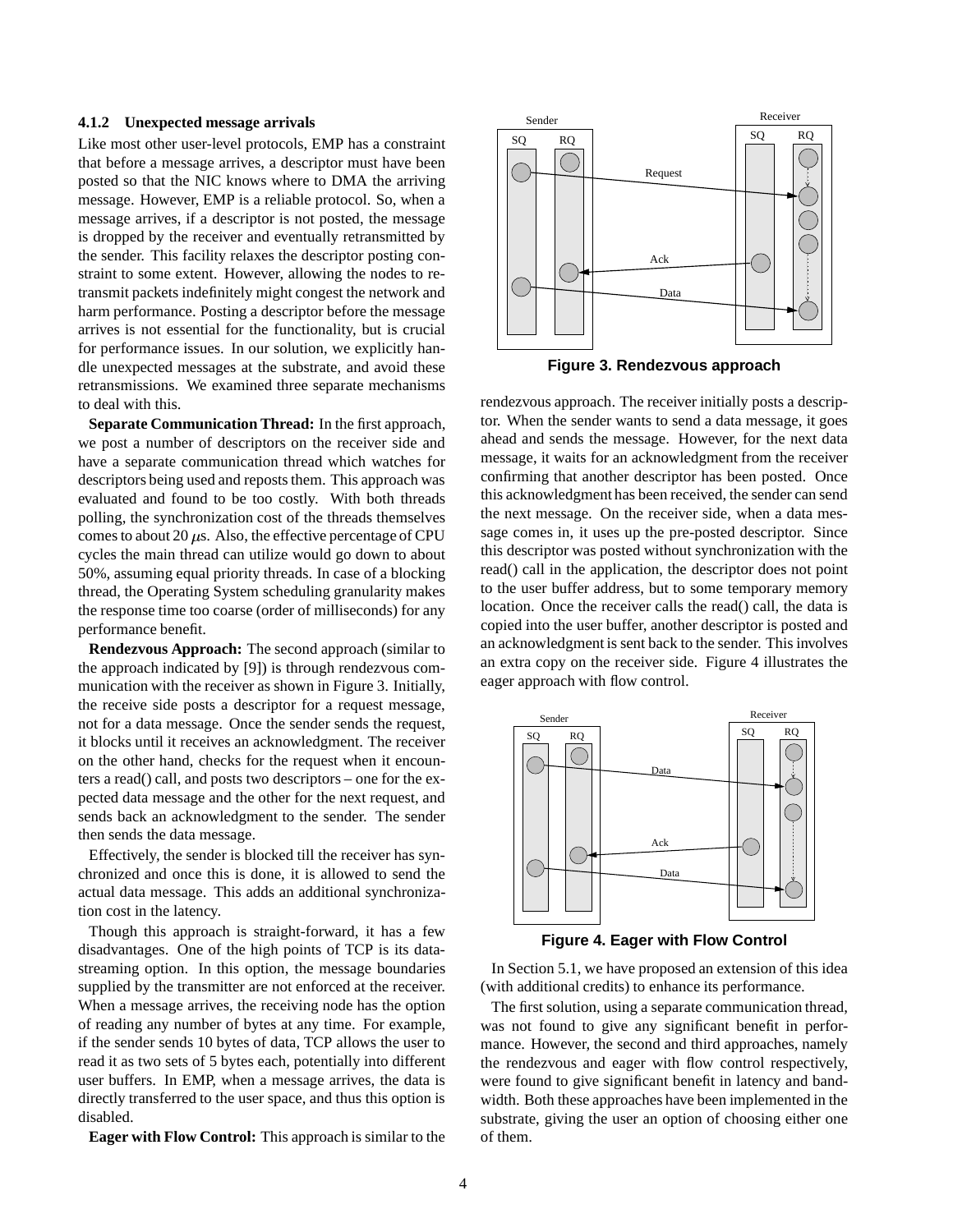#### 4.1.2 Unexpected message arrivals

Like most other user-level protocols, EMP has a constraint that before a message arrives, a descriptor must have been posted so that the NIC knows where to DMA the arriving message. However, EMP is a reliable protocol. So, when a message arrives, if a descriptor is not posted, the message is dropped by the receiver and eventually retransmitted by the sender. This facility relaxes the descriptor posting constraint to some extent. However, allowing the nodes to retransmit packets indefinitely might congest the network and harm performance. Posting a descriptor before the message arrives is not essential for the functionality, but is crucial for performance issues. In our solution, we explicitly handle unexpected messages at the substrate, and avoid these retransmissions. We examined three separate mechanisms to deal with this.

**Separate Communication Thread:** In the first approach, we post a number of descriptors on the receiver side and have a separate communication thread which watches for descriptors being used and reposts them. This approach was evaluated and found to be too costly. With both threads polling, the synchronization cost of the threads themselves comes to about 20 $\mu$s. Also, the effective percentage of CPU cycles the main thread can utilize would go down to about 50%, assuming equal priority threads. In case of a blocking thread, the Operating System scheduling granularity makes the response time too coarse (order of milliseconds) for any performance benefit.

**Rendezvous Approach:** The second approach (similar to the approach indicated by [9]) is through rendezvous communication with the receiver as shown in Figure 3. Initially, the receive side posts a descriptor for a request message, not for a data message. Once the sender sends the request, it blocks until it receives an acknowledgment. The receiver on the other hand, checks for the request when it encounters a read() call, and posts two descriptors – one for the expected data message and the other for the next request, and sends back an acknowledgment to the sender. The sender then sends the data message.

Effectively, the sender is blocked till the receiver has synchronized and once this is done, it is allowed to send the actual data message. This adds an additional synchronization cost in the latency.

Though this approach is straight-forward, it has a few disadvantages. One of the high points of TCP is its data-streaming option. In this option, the message boundaries supplied by the transmitter are not enforced at the receiver. When a message arrives, the receiving node has the option of reading any number of bytes at any time. For example, if the sender sends 10 bytes of data, TCP allows the user to read it as two sets of 5 bytes each, potentially into different user buffers. In EMP, when a message arrives, the data is directly transferred to the user space, and thus this option is disabled.

**Eager with Flow Control:** This approach is similar to the rendezvous approach. The receiver initially posts a descriptor. When the sender wants to send a data message, it goes ahead and sends the message. However, for the next data message, it waits for an acknowledgment from the receiver confirming that another descriptor has been posted. Once this acknowledgment has been received, the sender can send the next message. On the receiver side, when a data message comes in, it uses up the pre-posted descriptor. Since this descriptor was posted without synchronization with the read() call in the application, the descriptor does not point to the user buffer address, but to some temporary memory location. Once the receiver calls the read() call, the data is copied into the user buffer, another descriptor is posted and an acknowledgment is sent back to the sender. This involves an extra copy on the receiver side. Figure 4 illustrates the eager approach with flow control.

Sender
SQ RQ
Receiver
SQ RQ
Request
Ack
Data

**Figure 3. Rendezvous approach**

Sender
SQ RQ
Receiver
SQ RQ
Data
Ack
Data

**Figure 4. Eager with Flow Control**

In Section 5.1, we have proposed an extension of this idea (with additional credits) to enhance its performance.

The first solution, using a separate communication thread, was not found to give any significant benefit in performance. However, the second and third approaches, namely the rendezvous and eager with flow control respectively, were found to give significant benefit in latency and bandwidth. Both these approaches have been implemented in the substrate, giving the user an option of choosing either one of them.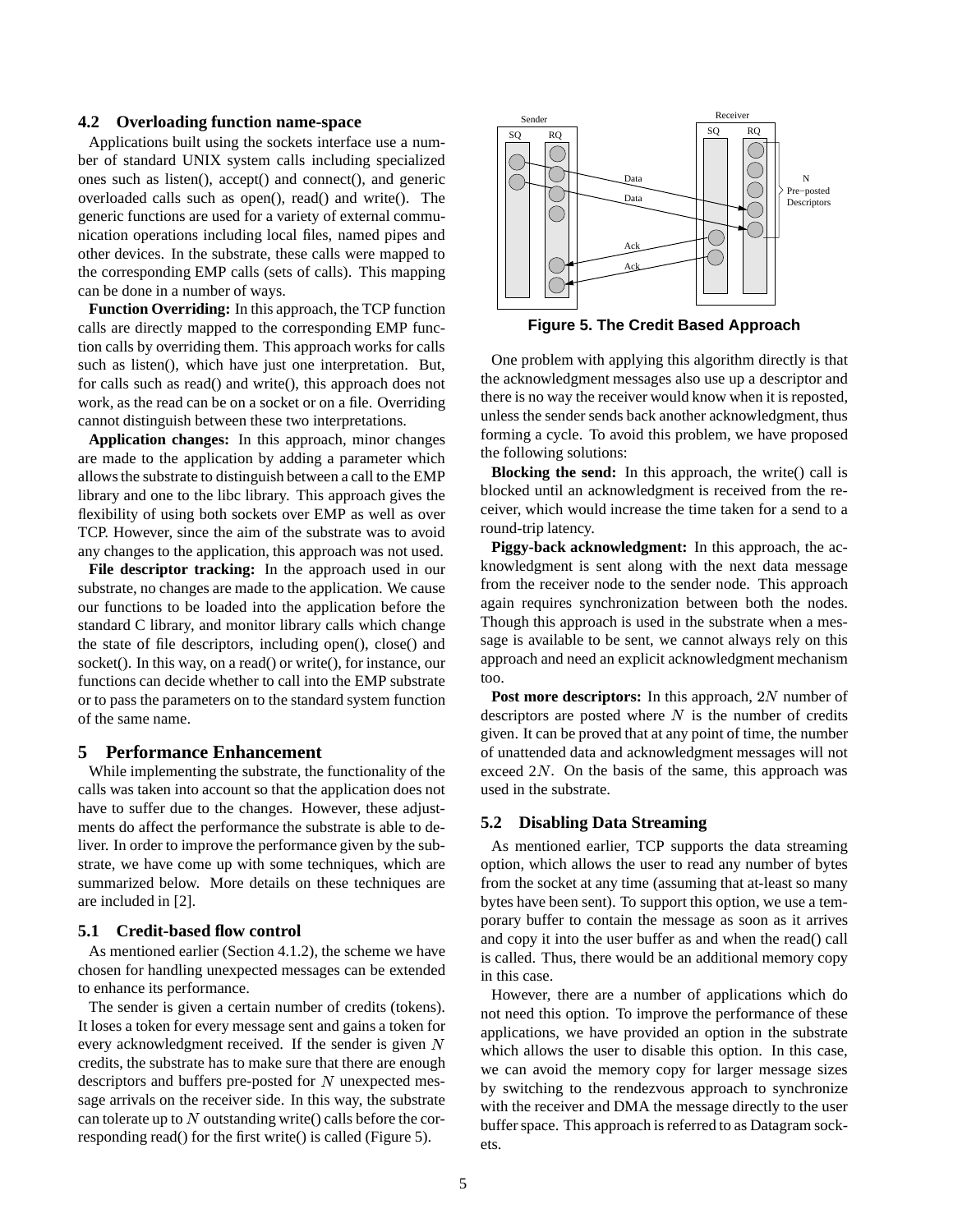### 4.2 Overloading function name-space

Applications built using the sockets interface use a number of standard UNIX system calls including specialized ones such as listen(), accept() and connect(), and generic overloaded calls such as open(), read() and write(). The generic functions are used for a variety of external communication operations including local files, named pipes and other devices. In the substrate, these calls were mapped to the corresponding EMP calls (sets of calls). This mapping can be done in a number of ways.

**Function Overriding:** In this approach, the TCP function calls are directly mapped to the corresponding EMP function calls by overriding them. This approach works for calls such as listen(), which have just one interpretation. But, for calls such as read() and write(), this approach does not work, as the read can be on a socket or on a file. Overriding cannot distinguish between these two interpretations.

**Application changes:** In this approach, minor changes are made to the application by adding a parameter which allows the substrate to distinguish between a call to the EMP library and one to the libc library. This approach gives the flexibility of using both sockets over EMP as well as over TCP. However, since the aim of the substrate was to avoid any changes to the application, this approach was not used.

**File descriptor tracking:** In the approach used in our substrate, no changes are made to the application. We cause our functions to be loaded into the application before the standard C library, and monitor library calls which change the state of file descriptors, including open(), close() and socket(). In this way, on a read() or write(), for instance, our functions can decide whether to call into the EMP substrate or to pass the parameters on to the standard system function of the same name.

## 5 Performance Enhancement

While implementing the substrate, the functionality of the calls was taken into account so that the application does not have to suffer due to the changes. However, these adjustments do affect the performance the substrate is able to deliver. In order to improve the performance given by the substrate, we have come up with some techniques, which are summarized below. More details on these techniques are are included in [2].

### 5.1 Credit-based flow control

As mentioned earlier (Section 4.1.2), the scheme we have chosen for handling unexpected messages can be extended to enhance its performance.

The sender is given a certain number of credits (tokens). It loses a token for every message sent and gains a token for every acknowledgment received. If the sender is given $N$ credits, the substrate has to make sure that there are enough descriptors and buffers pre-posted for $N$ unexpected message arrivals on the receiver side. In this way, the substrate can tolerate up to $N$ outstanding write() calls before the corresponding read() for the first write() is called (Figure 5).

**Figure 5. The Credit Based Approach**

One problem with applying this algorithm directly is that the acknowledgment messages also use up a descriptor and there is no way the receiver would know when it is reposted, unless the sender sends back another acknowledgment, thus forming a cycle. To avoid this problem, we have proposed the following solutions:

**Blocking the send:** In this approach, the write() call is blocked until an acknowledgment is received from the receiver, which would increase the time taken for a send to a round-trip latency.

**Piggy-back acknowledgment:** In this approach, the acknowledgment is sent along with the next data message from the receiver node to the sender node. This approach again requires synchronization between both the nodes. Though this approach is used in the substrate when a message is available to be sent, we cannot always rely on this approach and need an explicit acknowledgment mechanism too.

**Post more descriptors:** In this approach, $2N$ number of descriptors are posted where $N$ is the number of credits given. It can be proved that at any point of time, the number of unattended data and acknowledgment messages will not exceed $2N$. On the basis of the same, this approach was used in the substrate.

### 5.2 Disabling Data Streaming

As mentioned earlier, TCP supports the data streaming option, which allows the user to read any number of bytes from the socket at any time (assuming that at-least so many bytes have been sent). To support this option, we use a temporary buffer to contain the message as soon as it arrives and copy it into the user buffer as and when the read() call is called. Thus, there would be an additional memory copy in this case.

However, there are a number of applications which do not need this option. To improve the performance of these applications, we have provided an option in the substrate which allows the user to disable this option. In this case, we can avoid the memory copy for larger message sizes by switching to the rendezvous approach to synchronize with the receiver and DMA the message directly to the user buffer space. This approach is referred to as Datagram sockets.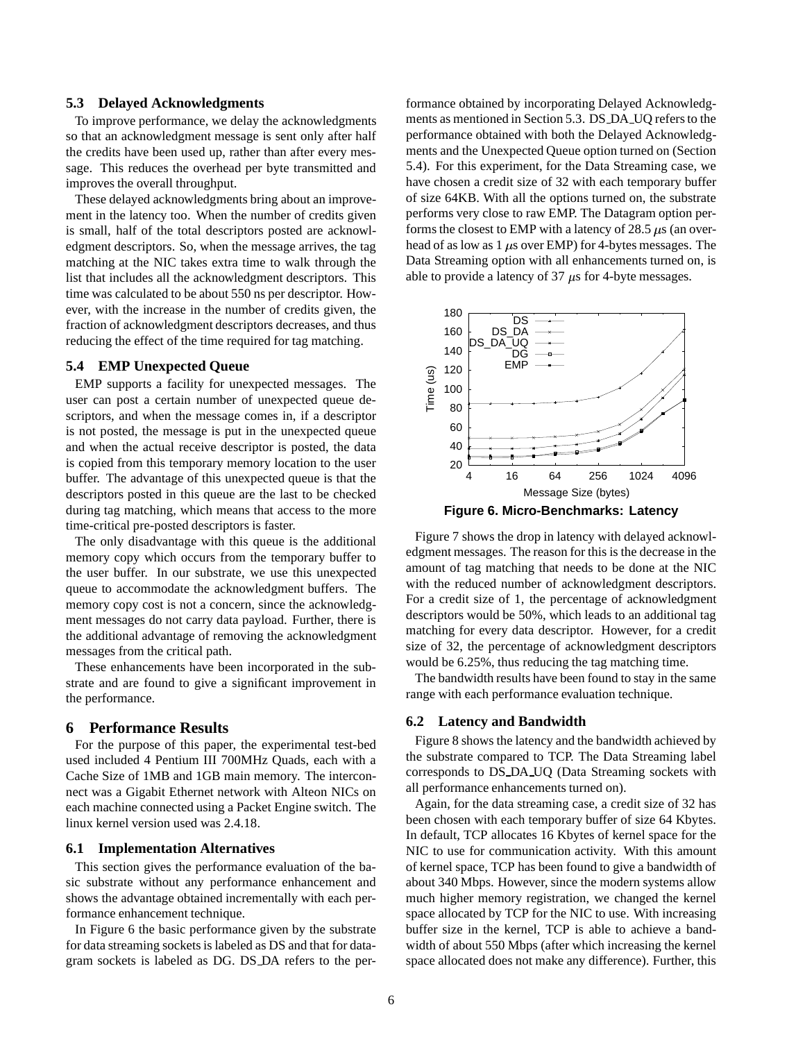### 5.3 Delayed Acknowledgments

To improve performance, we delay the acknowledgments so that an acknowledgment message is sent only after half the credits have been used up, rather than after every message. This reduces the overhead per byte transmitted and improves the overall throughput.

These delayed acknowledgments bring about an improvement in the latency too. When the number of credits given is small, half of the total descriptors posted are acknowledgment descriptors. So, when the message arrives, the tag matching at the NIC takes extra time to walk through the list that includes all the acknowledgment descriptors. This time was calculated to be about 550 ns per descriptor. However, with the increase in the number of credits given, the fraction of acknowledgment descriptors decreases, and thus reducing the effect of the time required for tag matching.

### 5.4 EMP Unexpected Queue

EMP supports a facility for unexpected messages. The user can post a certain number of unexpected queue descriptors, and when the message comes in, if a descriptor is not posted, the message is put in the unexpected queue and when the actual receive descriptor is posted, the data is copied from this temporary memory location to the user buffer. The advantage of this unexpected queue is that the descriptors posted in this queue are the last to be checked during tag matching, which means that access to the more time-critical pre-posted descriptors is faster.

The only disadvantage with this queue is the additional memory copy which occurs from the temporary buffer to the user buffer. In our substrate, we use this unexpected queue to accommodate the acknowledgment buffers. The memory copy cost is not a concern, since the acknowledgment messages do not carry data payload. Further, there is the additional advantage of removing the acknowledgment messages from the critical path.

These enhancements have been incorporated in the substrate and are found to give a significant improvement in the performance.

## 6 Performance Results

For the purpose of this paper, the experimental test-bed used included 4 Pentium III 700MHz Quads, each with a Cache Size of 1MB and 1GB main memory. The interconnect was a Gigabit Ethernet network with Alteon NICs on each machine connected using a Packet Engine switch. The linux kernel version used was 2.4.18.

### 6.1 Implementation Alternatives

This section gives the performance evaluation of the basic substrate without any performance enhancement and shows the advantage obtained incrementally with each performance enhancement technique.

In Figure 6 the basic performance given by the substrate for data streaming sockets is labeled as DS and that for datagram sockets is labeled as DG. DS_DA refers to the performance obtained by incorporating Delayed Acknowledgments as mentioned in Section 5.3. DS_DA_UQ refers to the performance obtained with both the Delayed Acknowledgments and the Unexpected Queue option turned on (Section 5.4). For this experiment, for the Data Streaming case, we have chosen a credit size of 32 with each temporary buffer of size 64KB. With all the options turned on, the substrate performs very close to raw EMP. The Datagram option performs the closest to EMP with a latency of 28.5 $\mu$s (an overhead of as low as 1 $\mu$s over EMP) for 4-bytes messages. The Data Streaming option with all enhancements turned on, is able to provide a latency of 37 $\mu$s for 4-byte messages.

DS
DS_DA
DS_DA_UQ
DG
EMP
Time (us)
180
160
140
120
100
80
60
40
20
4
16
64
256
1024
4096
Message Size (bytes)

**Figure 6. Micro-Benchmarks: Latency**

Figure 7 shows the drop in latency with delayed acknowledgment messages. The reason for this is the decrease in the amount of tag matching that needs to be done at the NIC with the reduced number of acknowledgment descriptors. For a credit size of 1, the percentage of acknowledgment descriptors would be 50%, which leads to an additional tag matching for every data descriptor. However, for a credit size of 32, the percentage of acknowledgment descriptors would be 6.25%, thus reducing the tag matching time.

The bandwidth results have been found to stay in the same range with each performance evaluation technique.

### 6.2 Latency and Bandwidth

Figure 8 shows the latency and the bandwidth achieved by the substrate compared to TCP. The Data Streaming label corresponds to DS_DA_UQ (Data Streaming sockets with all performance enhancements turned on).

Again, for the data streaming case, a credit size of 32 has been chosen with each temporary buffer of size 64 Kbytes. In default, TCP allocates 16 Kbytes of kernel space for the NIC to use for communication activity. With this amount of kernel space, TCP has been found to give a bandwidth of about 340 Mbps. However, since the modern systems allow much higher memory registration, we changed the kernel space allocated by TCP for the NIC to use. With increasing buffer size in the kernel, TCP is able to achieve a bandwidth of about 550 Mbps (after which increasing the kernel space allocated does not make any difference). Further, this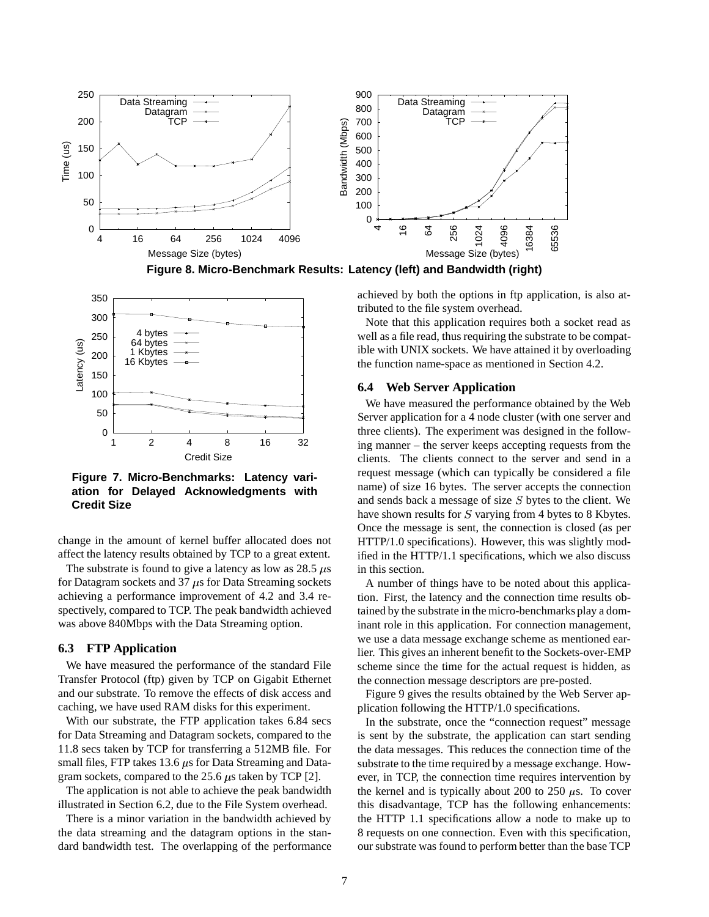Figure 8. Micro-Benchmark Results: Latency (left) and Bandwidth (right)

Figure 7. Micro-Benchmarks: Latency variation for Delayed Acknowledgments with Credit Size

change in the amount of kernel buffer allocated does not affect the latency results obtained by TCP to a great extent.

The substrate is found to give a latency as low as 28.5 $\mu$s for Datagram sockets and 37 $\mu$s for Data Streaming sockets achieving a performance improvement of 4.2 and 3.4 respectively, compared to TCP. The peak bandwidth achieved was above 840Mbps with the Data Streaming option.

### 6.3 FTP Application

We have measured the performance of the standard File Transfer Protocol (ftp) given by TCP on Gigabit Ethernet and our substrate. To remove the effects of disk access and caching, we have used RAM disks for this experiment.

With our substrate, the FTP application takes 6.84 secs for Data Streaming and Datagram sockets, compared to the 11.8 secs taken by TCP for transferring a 512MB file. For small files, FTP takes 13.6 $\mu$s for Data Streaming and Datagram sockets, compared to the 25.6 $\mu$s taken by TCP [2].

The application is not able to achieve the peak bandwidth illustrated in Section 6.2, due to the File System overhead.

There is a minor variation in the bandwidth achieved by the data streaming and the datagram options in the standard bandwidth test. The overlapping of the performance achieved by both the options in ftp application, is also attributed to the file system overhead.

Note that this application requires both a socket read as well as a file read, thus requiring the substrate to be compatible with UNIX sockets. We have attained it by overloading the function name-space as mentioned in Section 4.2.

### 6.4 Web Server Application

We have measured the performance obtained by the Web Server application for a 4 node cluster (with one server and three clients). The experiment was designed in the following manner – the server keeps accepting requests from the clients. The clients connect to the server and send in a request message (which can typically be considered a file name) of size 16 bytes. The server accepts the connection and sends back a message of size $S$ bytes to the client. We have shown results for $S$ varying from 4 bytes to 8 Kbytes. Once the message is sent, the connection is closed (as per HTTP/1.0 specifications). However, this was slightly modified in the HTTP/1.1 specifications, which we also discuss in this section.

A number of things have to be noted about this application. First, the latency and the connection time results obtained by the substrate in the micro-benchmarks play a dominant role in this application. For connection management, we use a data message exchange scheme as mentioned earlier. This gives an inherent benefit to the Sockets-over-EMP scheme since the time for the actual request is hidden, as the connection message descriptors are pre-posted.

Figure 9 gives the results obtained by the Web Server application following the HTTP/1.0 specifications.

In the substrate, once the "connection request" message is sent by the substrate, the application can start sending the data messages. This reduces the connection time of the substrate to the time required by a message exchange. However, in TCP, the connection time requires intervention by the kernel and is typically about 200 to 250 $\mu$s. To cover this disadvantage, TCP has the following enhancements: the HTTP 1.1 specifications allow a node to make up to 8 requests on one connection. Even with this specification, our substrate was found to perform better than the base TCP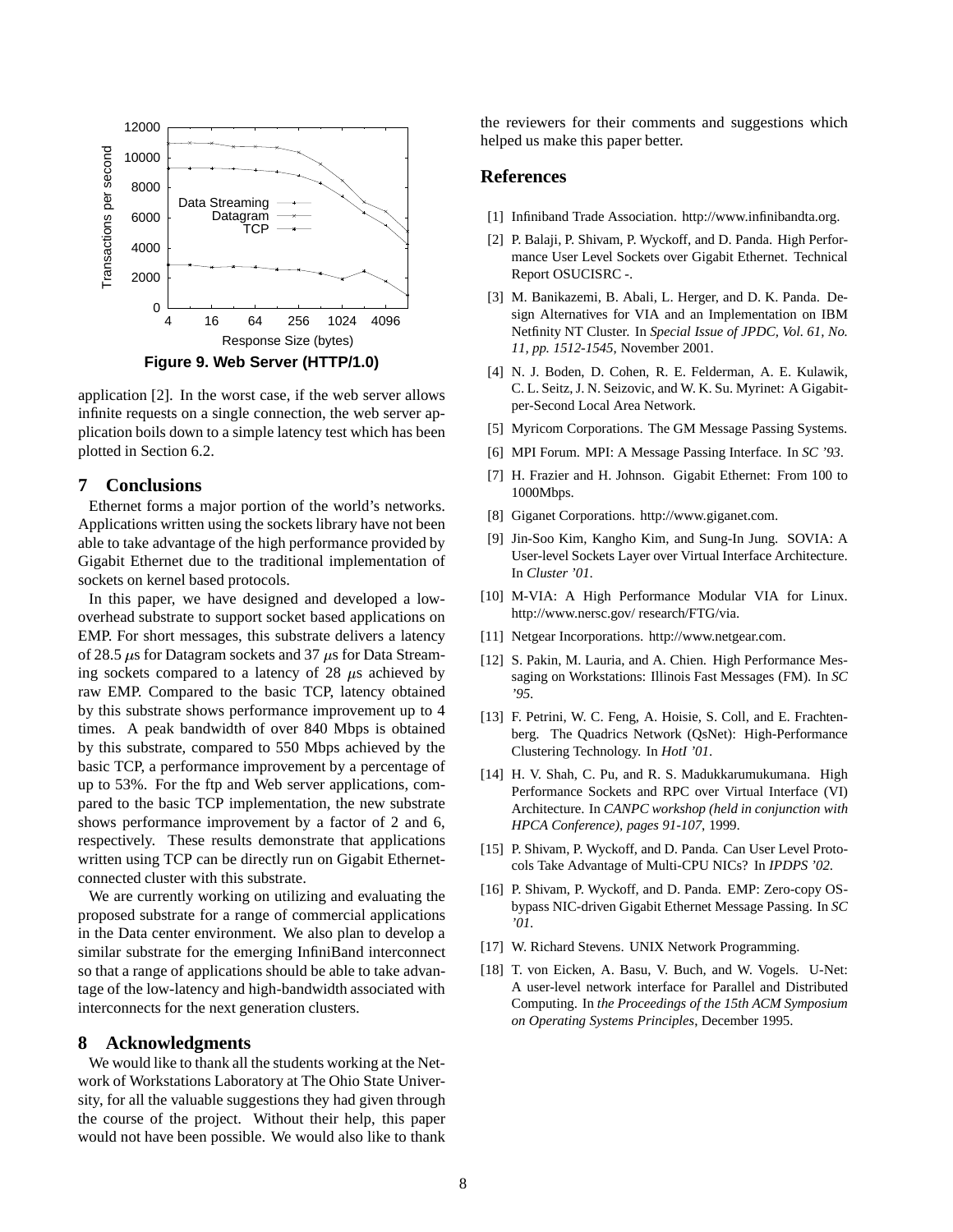12000
10000
8000
6000
4000
2000
0

Transactions per second

Data Streaming
Datagram
TCP

4 16 64 256 1024 4096

Response Size (bytes)

**Figure 9. Web Server (HTTP/1.0)**

application [2]. In the worst case, if the web server allows infinite requests on a single connection, the web server application boils down to a simple latency test which has been plotted in Section 6.2.

## 7 Conclusions

Ethernet forms a major portion of the world's networks. Applications written using the sockets library have not been able to take advantage of the high performance provided by Gigabit Ethernet due to the traditional implementation of sockets on kernel based protocols.

In this paper, we have designed and developed a low-overhead substrate to support socket based applications on EMP. For short messages, this substrate delivers a latency of 28.5 $\mu$s for Datagram sockets and 37 $\mu$s for Data Streaming sockets compared to a latency of 28 $\mu$s achieved by raw EMP. Compared to the basic TCP, latency obtained by this substrate shows performance improvement up to 4 times. A peak bandwidth of over 840 Mbps is obtained by this substrate, compared to 550 Mbps achieved by the basic TCP, a performance improvement by a percentage of up to 53%. For the ftp and Web server applications, compared to the basic TCP implementation, the new substrate shows performance improvement by a factor of 2 and 6, respectively. These results demonstrate that applications written using TCP can be directly run on Gigabit Ethernet-connected cluster with this substrate.

We are currently working on utilizing and evaluating the proposed substrate for a range of commercial applications in the Data center environment. We also plan to develop a similar substrate for the emerging InfiniBand interconnect so that a range of applications should be able to take advantage of the low-latency and high-bandwidth associated with interconnects for the next generation clusters.

## 8 Acknowledgments

We would like to thank all the students working at the Network of Workstations Laboratory at The Ohio State University, for all the valuable suggestions they had given through the course of the project. Without their help, this paper would not have been possible. We would also like to thank the reviewers for their comments and suggestions which helped us make this paper better.

## References

[1] Infiniband Trade Association. http://www.infinibandta.org.

[2] P. Balaji, P. Shivam, P. Wyckoff, and D. Panda. High Performance User Level Sockets over Gigabit Ethernet. Technical Report OSUCISRC -.

[3] M. Banikazemi, B. Abali, L. Herger, and D. K. Panda. Design Alternatives for VIA and an Implementation on IBM Netfinity NT Cluster. In *Special Issue of JPDC, Vol. 61, No. 11, pp. 1512-1545*, November 2001.

[4] N. J. Boden, D. Cohen, R. E. Felderman, A. E. Kulawik, C. L. Seitz, J. N. Seizovic, and W. K. Su. Myrinet: A Gigabit-per-Second Local Area Network.

[5] Myricom Corporations. The GM Message Passing Systems.

[6] MPI Forum. MPI: A Message Passing Interface. In *SC '93*.

[7] H. Frazier and H. Johnson. Gigabit Ethernet: From 100 to 1000Mbps.

[8] Giganet Corporations. http://www.giganet.com.

[9] Jin-Soo Kim, Kangho Kim, and Sung-In Jung. SOVIA: A User-level Sockets Layer over Virtual Interface Architecture. In *Cluster '01*.

[10] M-VIA: A High Performance Modular VIA for Linux. http://www.nersc.gov/ research/FTG/via.

[11] Netgear Incorporations. http://www.netgear.com.

[12] S. Pakin, M. Lauria, and A. Chien. High Performance Messaging on Workstations: Illinois Fast Messages (FM). In *SC '95*.

[13] F. Petrini, W. C. Feng, A. Hoisie, S. Coll, and E. Frachtenberg. The Quadrics Network (QsNet): High-Performance Clustering Technology. In *HotI '01*.

[14] H. V. Shah, C. Pu, and R. S. Madukkarumukumana. High Performance Sockets and RPC over Virtual Interface (VI) Architecture. In *CANPC workshop (held in conjunction with HPCA Conference), pages 91-107*, 1999.

[15] P. Shivam, P. Wyckoff, and D. Panda. Can User Level Protocols Take Advantage of Multi-CPU NICs? In *IPDPS '02*.

[16] P. Shivam, P. Wyckoff, and D. Panda. EMP: Zero-copy OS-bypass NIC-driven Gigabit Ethernet Message Passing. In *SC '01*.

[17] W. Richard Stevens. UNIX Network Programming.

[18] T. von Eicken, A. Basu, V. Buch, and W. Vogels. U-Net: A user-level network interface for Parallel and Distributed Computing. In *the Proceedings of the 15th ACM Symposium on Operating Systems Principles*, December 1995.